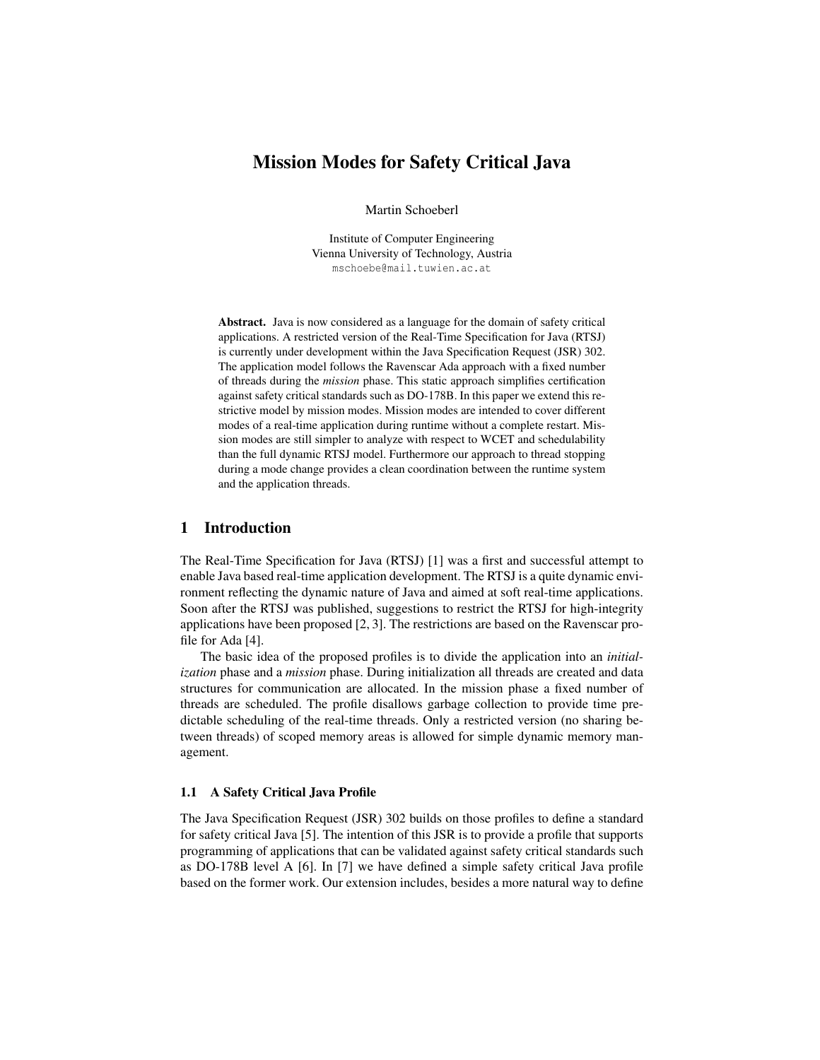# Mission Modes for Safety Critical Java

Martin Schoeberl

Institute of Computer Engineering
Vienna University of Technology, Austria
mschoebe@mail.tuwien.ac.at

**Abstract.** Java is now considered as a language for the domain of safety critical applications. A restricted version of the Real-Time Specification for Java (RTSJ) is currently under development within the Java Specification Request (JSR) 302. The application model follows the Ravenscar Ada approach with a fixed number of threads during the *mission* phase. This static approach simplifies certification against safety critical standards such as DO-178B. In this paper we extend this restrictive model by mission modes. Mission modes are intended to cover different modes of a real-time application during runtime without a complete restart. Mission modes are still simpler to analyze with respect to WCET and schedulability than the full dynamic RTSJ model. Furthermore our approach to thread stopping during a mode change provides a clean coordination between the runtime system and the application threads.

## 1 Introduction

The Real-Time Specification for Java (RTSJ) [1] was a first and successful attempt to enable Java based real-time application development. The RTSJ is a quite dynamic environment reflecting the dynamic nature of Java and aimed at soft real-time applications. Soon after the RTSJ was published, suggestions to restrict the RTSJ for high-integrity applications have been proposed [2, 3]. The restrictions are based on the Ravenscar profile for Ada [4].

The basic idea of the proposed profiles is to divide the application into an *initialization* phase and a *mission* phase. During initialization all threads are created and data structures for communication are allocated. In the mission phase a fixed number of threads are scheduled. The profile disallows garbage collection to provide time predictable scheduling of the real-time threads. Only a restricted version (no sharing between threads) of scoped memory areas is allowed for simple dynamic memory management.

### 1.1 A Safety Critical Java Profile

The Java Specification Request (JSR) 302 builds on those profiles to define a standard for safety critical Java [5]. The intention of this JSR is to provide a profile that supports programming of applications that can be validated against safety critical standards such as DO-178B level A [6]. In [7] we have defined a simple safety critical Java profile based on the former work. Our extension includes, besides a more natural way to define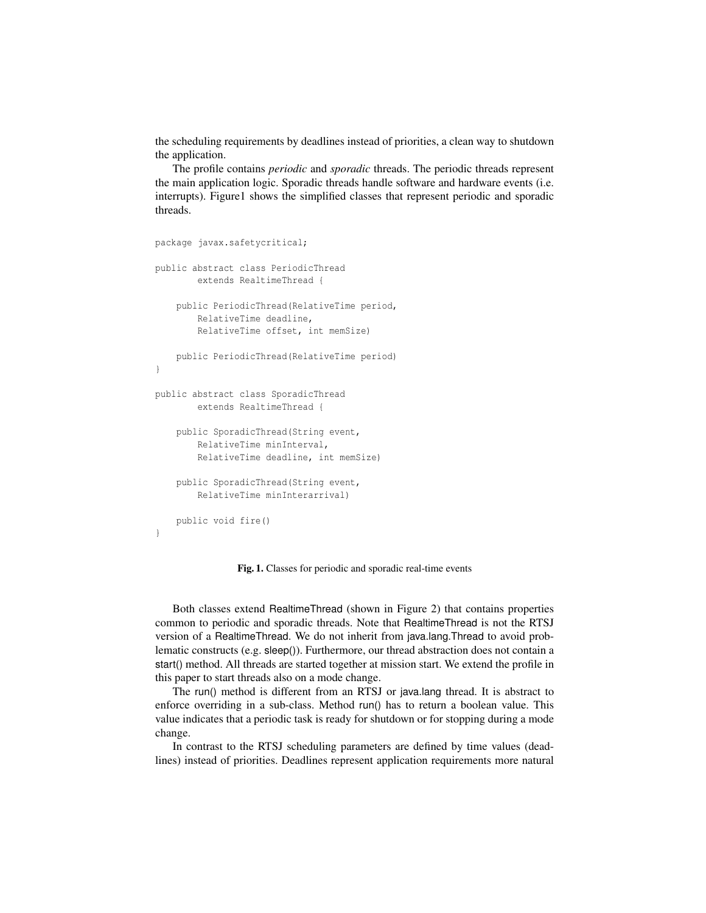the scheduling requirements by deadlines instead of priorities, a clean way to shutdown the application.

The profile contains *periodic* and *sporadic* threads. The periodic threads represent the main application logic. Sporadic threads handle software and hardware events (i.e. interrupts). Figure1 shows the simplified classes that represent periodic and sporadic threads.

```
package javax.safetycritical;

public abstract class PeriodicThread
        extends RealtimeThread {

    public PeriodicThread(RelativeTime period,
        RelativeTime deadline,
        RelativeTime offset, int memSize)

    public PeriodicThread(RelativeTime period)
}

public abstract class SporadicThread
        extends RealtimeThread {

    public SporadicThread(String event,
        RelativeTime minInterval,
        RelativeTime deadline, int memSize)

    public SporadicThread(String event,
        RelativeTime minInterarrival)

    public void fire()
}
```

**Fig. 1.** Classes for periodic and sporadic real-time events

Both classes extend RealtimeThread (shown in Figure 2) that contains properties common to periodic and sporadic threads. Note that RealtimeThread is not the RTSJ version of a RealtimeThread. We do not inherit from java.lang.Thread to avoid problematic constructs (e.g. sleep()). Furthermore, our thread abstraction does not contain a start() method. All threads are started together at mission start. We extend the profile in this paper to start threads also on a mode change.

The run() method is different from an RTSJ or java.lang thread. It is abstract to enforce overriding in a sub-class. Method run() has to return a boolean value. This value indicates that a periodic task is ready for shutdown or for stopping during a mode change.

In contrast to the RTSJ scheduling parameters are defined by time values (deadlines) instead of priorities. Deadlines represent application requirements more natural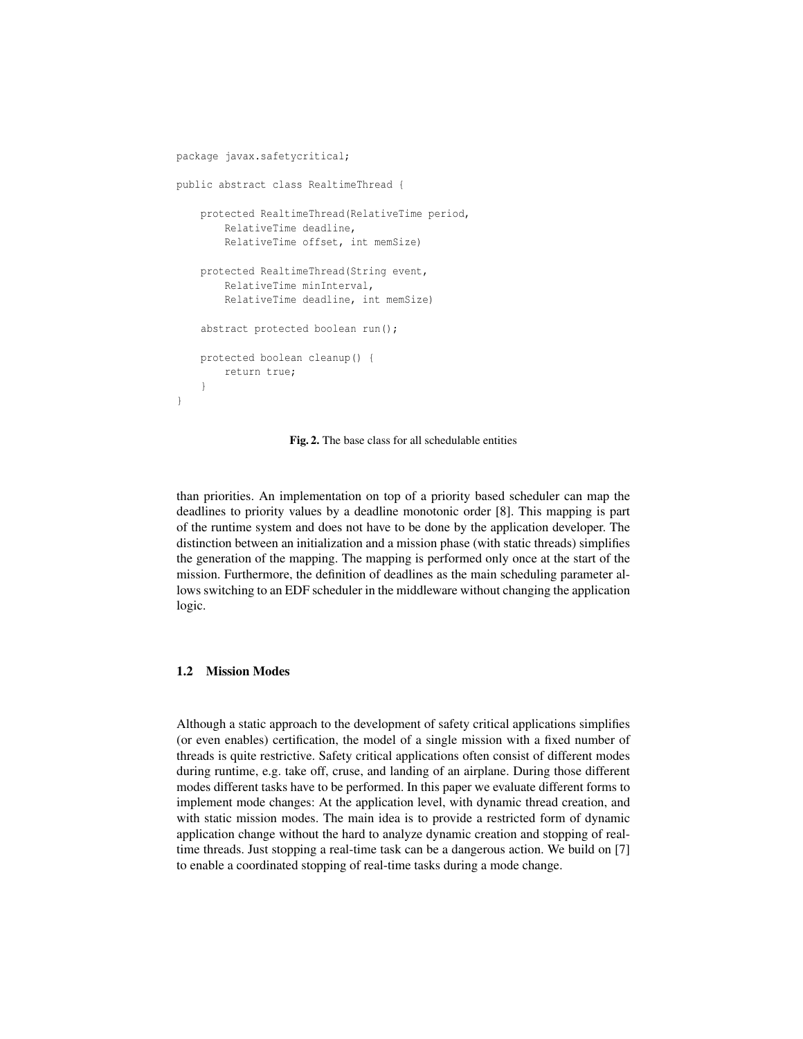```java
package javax.safetycritical;

public abstract class RealtimeThread {

    protected RealtimeThread(RelativeTime period,
        RelativeTime deadline,
        RelativeTime offset, int memSize)

    protected RealtimeThread(String event,
        RelativeTime minInterval,
        RelativeTime deadline, int memSize)

    abstract protected boolean run();

    protected boolean cleanup() {
        return true;
    }
}
```

**Fig. 2.** The base class for all schedulable entities

than priorities. An implementation on top of a priority based scheduler can map the deadlines to priority values by a deadline monotonic order [8]. This mapping is part of the runtime system and does not have to be done by the application developer. The distinction between an initialization and a mission phase (with static threads) simplifies the generation of the mapping. The mapping is performed only once at the start of the mission. Furthermore, the definition of deadlines as the main scheduling parameter allows switching to an EDF scheduler in the middleware without changing the application logic.

### 1.2 Mission Modes

Although a static approach to the development of safety critical applications simplifies (or even enables) certification, the model of a single mission with a fixed number of threads is quite restrictive. Safety critical applications often consist of different modes during runtime, e.g. take off, cruse, and landing of an airplane. During those different modes different tasks have to be performed. In this paper we evaluate different forms to implement mode changes: At the application level, with dynamic thread creation, and with static mission modes. The main idea is to provide a restricted form of dynamic application change without the hard to analyze dynamic creation and stopping of real-time threads. Just stopping a real-time task can be a dangerous action. We build on [7] to enable a coordinated stopping of real-time tasks during a mode change.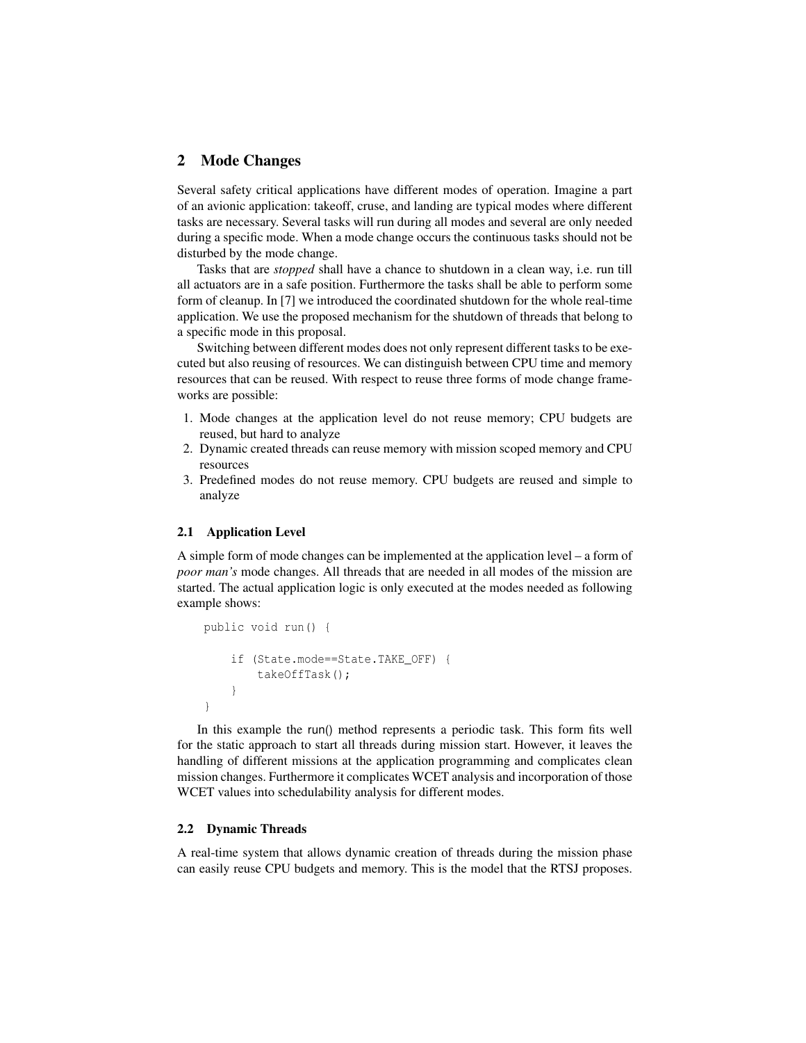## 2 Mode Changes

Several safety critical applications have different modes of operation. Imagine a part of an avionic application: takeoff, cruse, and landing are typical modes where different tasks are necessary. Several tasks will run during all modes and several are only needed during a specific mode. When a mode change occurs the continuous tasks should not be disturbed by the mode change.

Tasks that are *stopped* shall have a chance to shutdown in a clean way, i.e. run till all actuators are in a safe position. Furthermore the tasks shall be able to perform some form of cleanup. In [7] we introduced the coordinated shutdown for the whole real-time application. We use the proposed mechanism for the shutdown of threads that belong to a specific mode in this proposal.

Switching between different modes does not only represent different tasks to be executed but also reusing of resources. We can distinguish between CPU time and memory resources that can be reused. With respect to reuse three forms of mode change frameworks are possible:

1. Mode changes at the application level do not reuse memory; CPU budgets are reused, but hard to analyze
2. Dynamic created threads can reuse memory with mission scoped memory and CPU resources
3. Predefined modes do not reuse memory. CPU budgets are reused and simple to analyze

### 2.1 Application Level

A simple form of mode changes can be implemented at the application level – a form of *poor man's* mode changes. All threads that are needed in all modes of the mission are started. The actual application logic is only executed at the modes needed as following example shows:

```
public void run() {

    if (State.mode==State.TAKE_OFF) {
        takeOffTask();
    }
}
```

In this example the run() method represents a periodic task. This form fits well for the static approach to start all threads during mission start. However, it leaves the handling of different missions at the application programming and complicates clean mission changes. Furthermore it complicates WCET analysis and incorporation of those WCET values into schedulability analysis for different modes.

### 2.2 Dynamic Threads

A real-time system that allows dynamic creation of threads during the mission phase can easily reuse CPU budgets and memory. This is the model that the RTSJ proposes.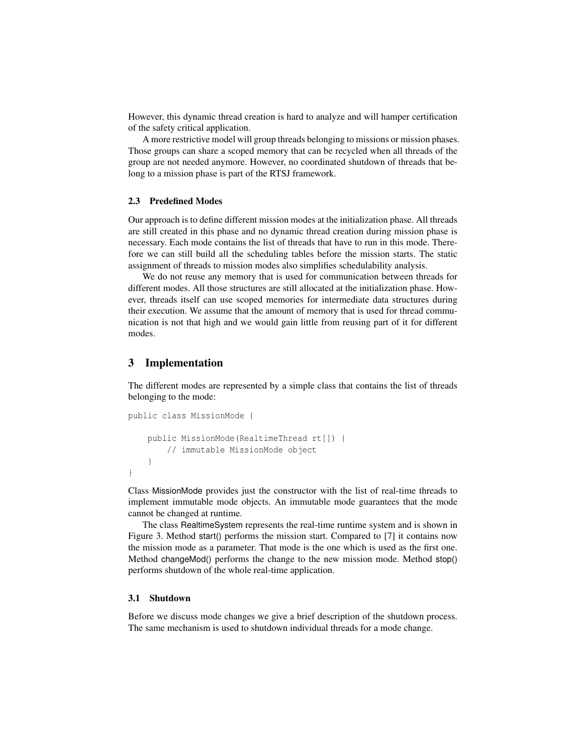However, this dynamic thread creation is hard to analyze and will hamper certification of the safety critical application.

A more restrictive model will group threads belonging to missions or mission phases. Those groups can share a scoped memory that can be recycled when all threads of the group are not needed anymore. However, no coordinated shutdown of threads that belong to a mission phase is part of the RTSJ framework.

### 2.3 Predefined Modes

Our approach is to define different mission modes at the initialization phase. All threads are still created in this phase and no dynamic thread creation during mission phase is necessary. Each mode contains the list of threads that have to run in this mode. Therefore we can still build all the scheduling tables before the mission starts. The static assignment of threads to mission modes also simplifies schedulability analysis.

We do not reuse any memory that is used for communication between threads for different modes. All those structures are still allocated at the initialization phase. However, threads itself can use scoped memories for intermediate data structures during their execution. We assume that the amount of memory that is used for thread communication is not that high and we would gain little from reusing part of it for different modes.

## 3 Implementation

The different modes are represented by a simple class that contains the list of threads belonging to the mode:

```
public class MissionMode {

    public MissionMode(RealtimeThread rt[]) {
        // immutable MissionMode object
    }
}
```

Class MissionMode provides just the constructor with the list of real-time threads to implement immutable mode objects. An immutable mode guarantees that the mode cannot be changed at runtime.

The class RealtimeSystem represents the real-time runtime system and is shown in Figure 3. Method start() performs the mission start. Compared to [7] it contains now the mission mode as a parameter. That mode is the one which is used as the first one. Method changeMod() performs the change to the new mission mode. Method stop() performs shutdown of the whole real-time application.

### 3.1 Shutdown

Before we discuss mode changes we give a brief description of the shutdown process. The same mechanism is used to shutdown individual threads for a mode change.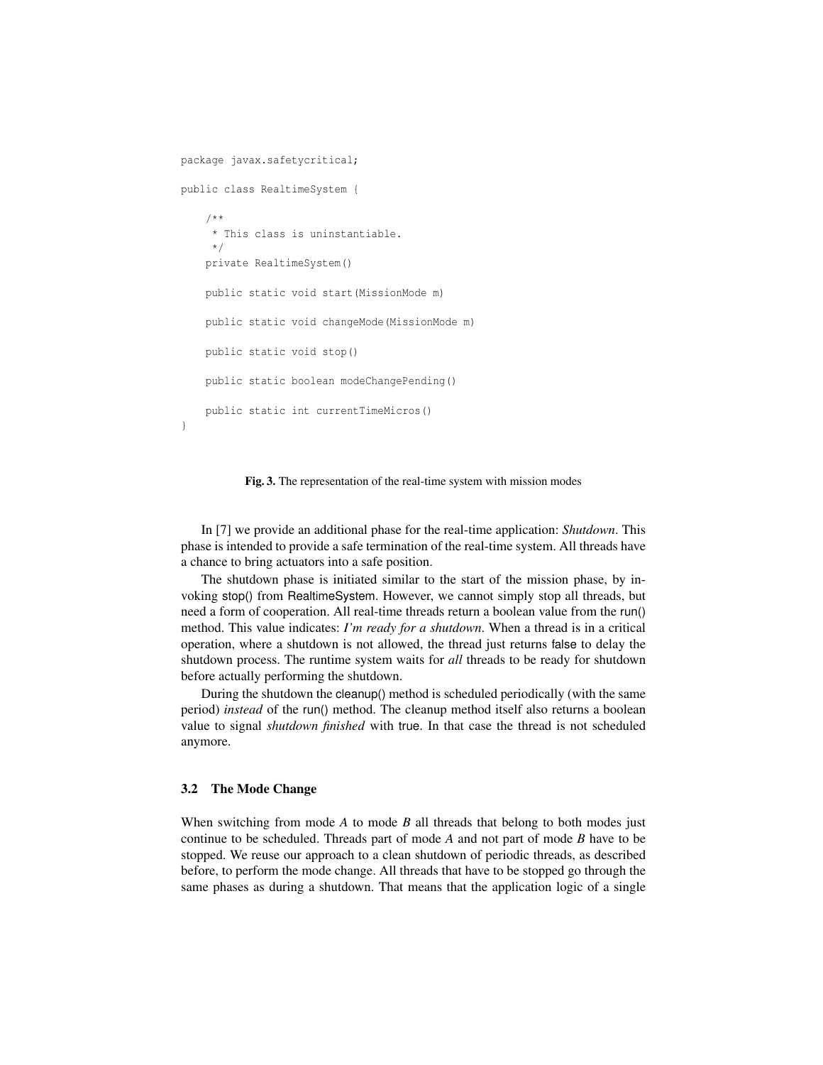```java
package javax.safetycritical;

public class RealtimeSystem {

    /**
     * This class is uninstantiable.
     */
    private RealtimeSystem()

    public static void start(MissionMode m)

    public static void changeMode(MissionMode m)

    public static void stop()

    public static boolean modeChangePending()

    public static int currentTimeMicros()
}
```

**Fig. 3.** The representation of the real-time system with mission modes

In [7] we provide an additional phase for the real-time application: *Shutdown*. This phase is intended to provide a safe termination of the real-time system. All threads have a chance to bring actuators into a safe position.

The shutdown phase is initiated similar to the start of the mission phase, by invoking stop() from RealtimeSystem. However, we cannot simply stop all threads, but need a form of cooperation. All real-time threads return a boolean value from the run() method. This value indicates: *I'm ready for a shutdown*. When a thread is in a critical operation, where a shutdown is not allowed, the thread just returns false to delay the shutdown process. The runtime system waits for *all* threads to be ready for shutdown before actually performing the shutdown.

During the shutdown the cleanup() method is scheduled periodically (with the same period) *instead* of the run() method. The cleanup method itself also returns a boolean value to signal *shutdown finished* with true. In that case the thread is not scheduled anymore.

### 3.2 The Mode Change

When switching from mode *A* to mode *B* all threads that belong to both modes just continue to be scheduled. Threads part of mode *A* and not part of mode *B* have to be stopped. We reuse our approach to a clean shutdown of periodic threads, as described before, to perform the mode change. All threads that have to be stopped go through the same phases as during a shutdown. That means that the application logic of a single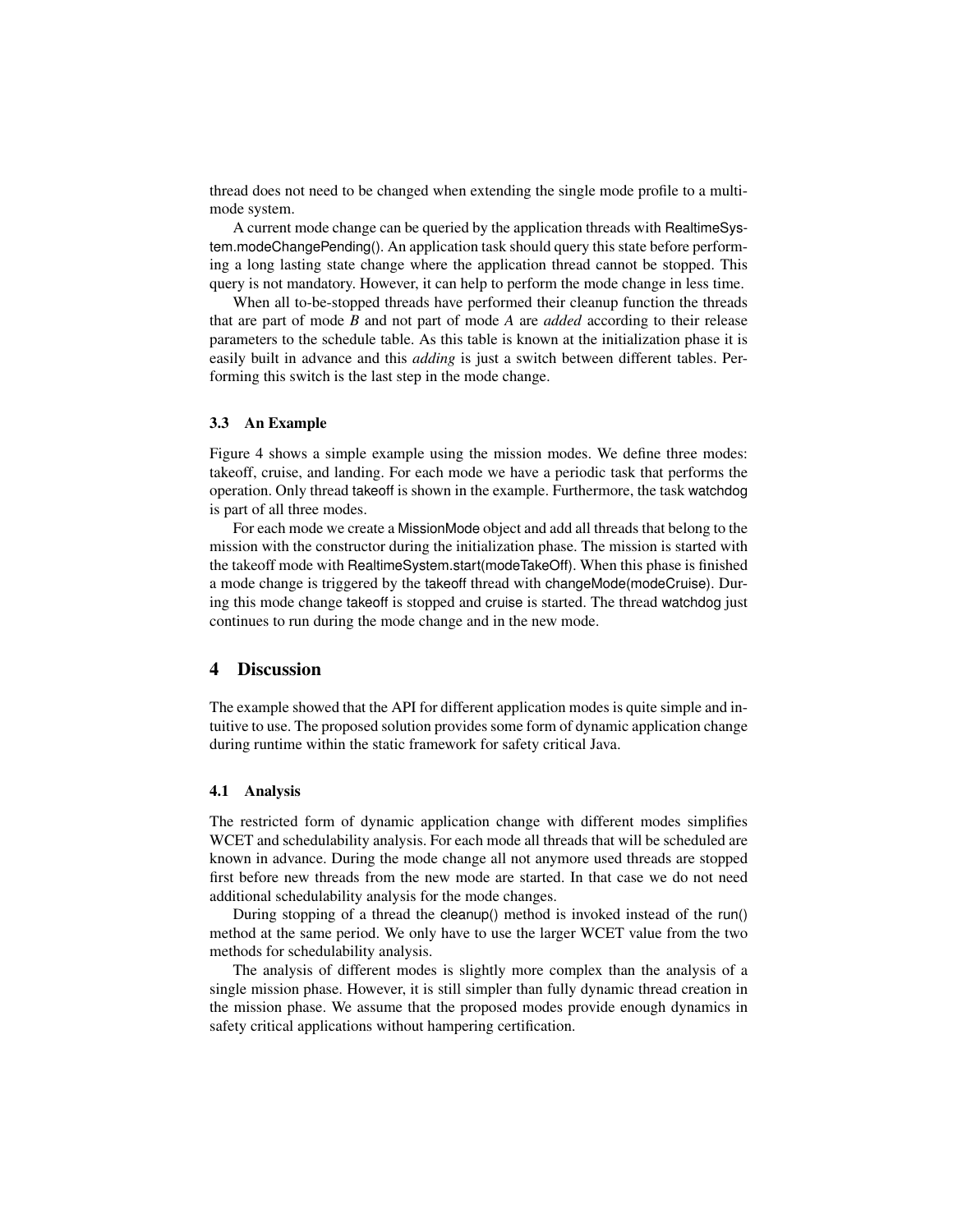thread does not need to be changed when extending the single mode profile to a multi-mode system.

A current mode change can be queried by the application threads with RealtimeSystem.modeChangePending(). An application task should query this state before performing a long lasting state change where the application thread cannot be stopped. This query is not mandatory. However, it can help to perform the mode change in less time.

When all to-be-stopped threads have performed their cleanup function the threads that are part of mode *B* and not part of mode *A* are *added* according to their release parameters to the schedule table. As this table is known at the initialization phase it is easily built in advance and this *adding* is just a switch between different tables. Performing this switch is the last step in the mode change.

### 3.3 An Example

Figure 4 shows a simple example using the mission modes. We define three modes: takeoff, cruise, and landing. For each mode we have a periodic task that performs the operation. Only thread takeoff is shown in the example. Furthermore, the task watchdog is part of all three modes.

For each mode we create a MissionMode object and add all threads that belong to the mission with the constructor during the initialization phase. The mission is started with the takeoff mode with RealtimeSystem.start(modeTakeOff). When this phase is finished a mode change is triggered by the takeoff thread with changeMode(modeCruise). During this mode change takeoff is stopped and cruise is started. The thread watchdog just continues to run during the mode change and in the new mode.

## 4 Discussion

The example showed that the API for different application modes is quite simple and intuitive to use. The proposed solution provides some form of dynamic application change during runtime within the static framework for safety critical Java.

### 4.1 Analysis

The restricted form of dynamic application change with different modes simplifies WCET and schedulability analysis. For each mode all threads that will be scheduled are known in advance. During the mode change all not anymore used threads are stopped first before new threads from the new mode are started. In that case we do not need additional schedulability analysis for the mode changes.

During stopping of a thread the cleanup() method is invoked instead of the run() method at the same period. We only have to use the larger WCET value from the two methods for schedulability analysis.

The analysis of different modes is slightly more complex than the analysis of a single mission phase. However, it is still simpler than fully dynamic thread creation in the mission phase. We assume that the proposed modes provide enough dynamics in safety critical applications without hampering certification.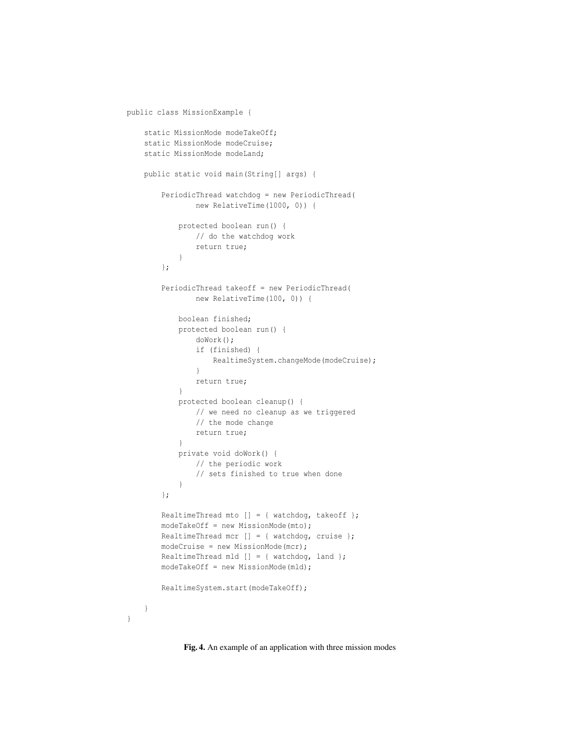```
public class MissionExample {

    static MissionMode modeTakeOff;
    static MissionMode modeCruise;
    static MissionMode modeLand;

    public static void main(String[] args) {

        PeriodicThread watchdog = new PeriodicThread(
                new RelativeTime(1000, 0)) {

            protected boolean run() {
                // do the watchdog work
                return true;
            }
        };

        PeriodicThread takeoff = new PeriodicThread(
                new RelativeTime(100, 0)) {

            boolean finished;
            protected boolean run() {
                doWork();
                if (finished) {
                    RealtimeSystem.changeMode(modeCruise);
                }
                return true;
            }
            protected boolean cleanup() {
                // we need no cleanup as we triggered
                // the mode change
                return true;
            }
            private void doWork() {
                // the periodic work
                // sets finished to true when done
            }
        };

        RealtimeThread mto [] = { watchdog, takeoff };
        modeTakeOff = new MissionMode(mto);
        RealtimeThread mcr [] = { watchdog, cruise };
        modeCruise = new MissionMode(mcr);
        RealtimeThread mld [] = { watchdog, land };
        modeTakeOff = new MissionMode(mld);

        RealtimeSystem.start(modeTakeOff);

    }
}
```

**Fig. 4.** An example of an application with three mission modes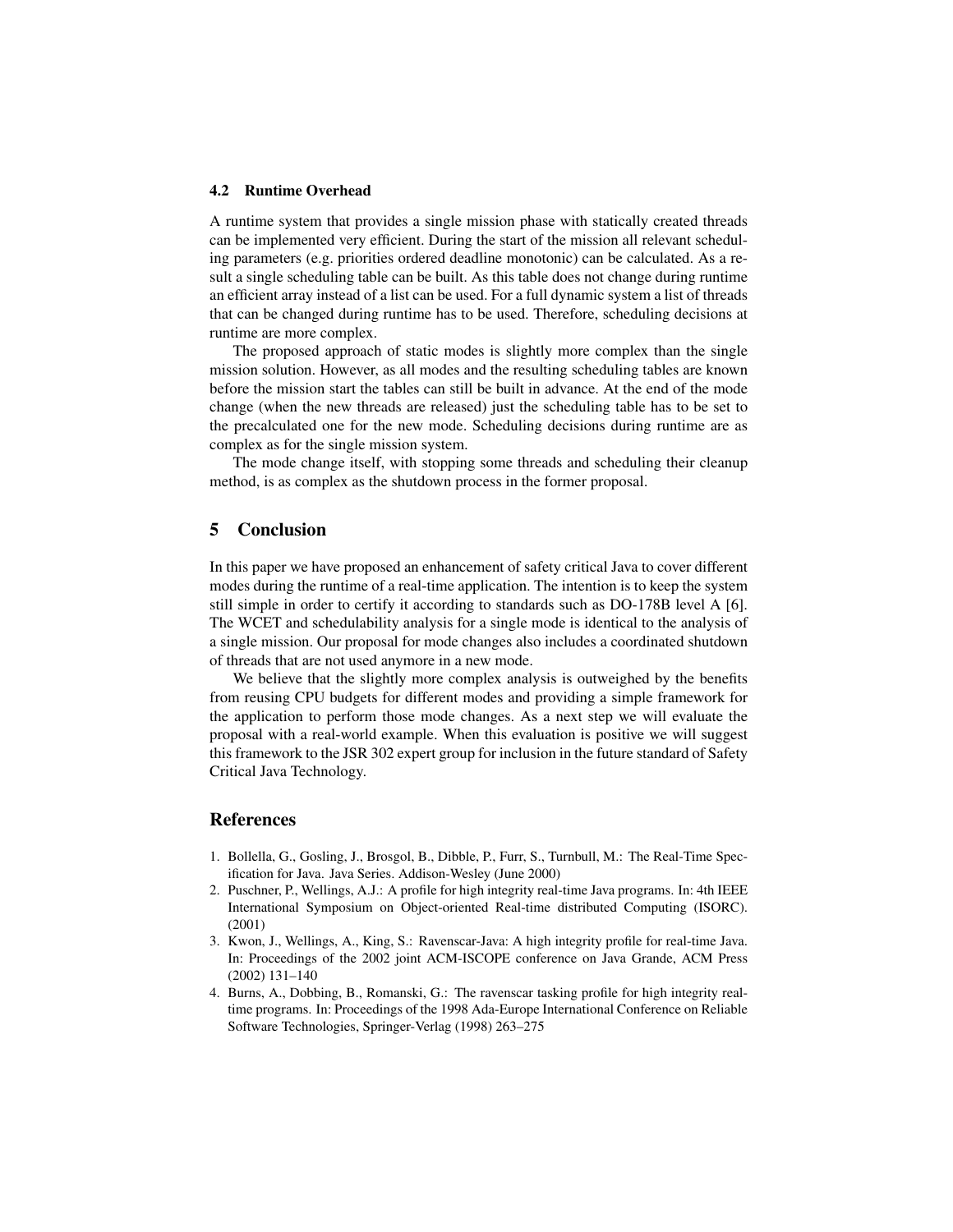### 4.2 Runtime Overhead

A runtime system that provides a single mission phase with statically created threads can be implemented very efficient. During the start of the mission all relevant scheduling parameters (e.g. priorities ordered deadline monotonic) can be calculated. As a result a single scheduling table can be built. As this table does not change during runtime an efficient array instead of a list can be used. For a full dynamic system a list of threads that can be changed during runtime has to be used. Therefore, scheduling decisions at runtime are more complex.

The proposed approach of static modes is slightly more complex than the single mission solution. However, as all modes and the resulting scheduling tables are known before the mission start the tables can still be built in advance. At the end of the mode change (when the new threads are released) just the scheduling table has to be set to the precalculated one for the new mode. Scheduling decisions during runtime are as complex as for the single mission system.

The mode change itself, with stopping some threads and scheduling their cleanup method, is as complex as the shutdown process in the former proposal.

## 5 Conclusion

In this paper we have proposed an enhancement of safety critical Java to cover different modes during the runtime of a real-time application. The intention is to keep the system still simple in order to certify it according to standards such as DO-178B level A [6]. The WCET and schedulability analysis for a single mode is identical to the analysis of a single mission. Our proposal for mode changes also includes a coordinated shutdown of threads that are not used anymore in a new mode.

We believe that the slightly more complex analysis is outweighed by the benefits from reusing CPU budgets for different modes and providing a simple framework for the application to perform those mode changes. As a next step we will evaluate the proposal with a real-world example. When this evaluation is positive we will suggest this framework to the JSR 302 expert group for inclusion in the future standard of Safety Critical Java Technology.

## References

1. Bollella, G., Gosling, J., Brosgol, B., Dibble, P., Furr, S., Turnbull, M.: The Real-Time Specification for Java. Java Series. Addison-Wesley (June 2000)
2. Puschner, P., Wellings, A.J.: A profile for high integrity real-time Java programs. In: 4th IEEE International Symposium on Object-oriented Real-time distributed Computing (ISORC). (2001)
3. Kwon, J., Wellings, A., King, S.: Ravenscar-Java: A high integrity profile for real-time Java. In: Proceedings of the 2002 joint ACM-ISCOPE conference on Java Grande, ACM Press (2002) 131–140
4. Burns, A., Dobbing, B., Romanski, G.: The ravenscar tasking profile for high integrity real-time programs. In: Proceedings of the 1998 Ada-Europe International Conference on Reliable Software Technologies, Springer-Verlag (1998) 263–275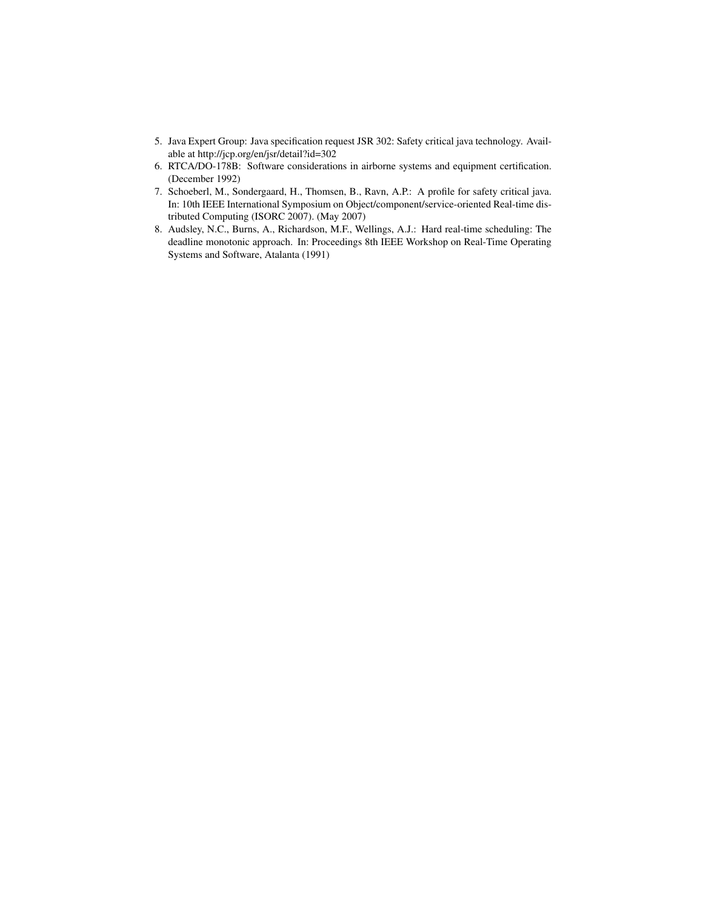5. Java Expert Group: Java specification request JSR 302: Safety critical java technology. Available at http://jcp.org/en/jsr/detail?id=302
6. RTCA/DO-178B: Software considerations in airborne systems and equipment certification. (December 1992)
7. Schoeberl, M., Sondergaard, H., Thomsen, B., Ravn, A.P.: A profile for safety critical java. In: 10th IEEE International Symposium on Object/component/service-oriented Real-time distributed Computing (ISORC 2007). (May 2007)
8. Audsley, N.C., Burns, A., Richardson, M.F., Wellings, A.J.: Hard real-time scheduling: The deadline monotonic approach. In: Proceedings 8th IEEE Workshop on Real-Time Operating Systems and Software, Atalanta (1991)